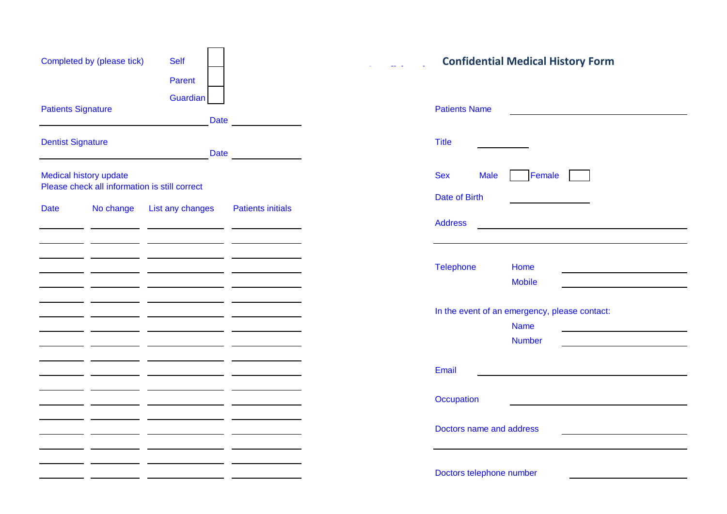# Confidential Medical History Form

Patients Name ______________________________

Title __________

Sex Male ☐ Female ☐

Date of Birth ______________

Address ______________________________

______________________________

Telephone Home ______________________

Mobile ______________________

In the event of an emergency, please contact:

Name ______________________

Number ______________________

Email ______________________________

Occupation ______________________________

Doctors name and address ______________________

______________________________

Doctors telephone number ______________________

---

Completed by (please tick) Self ☐ Parent ☐ Guardian ☐

Patients Signature ______________________ Date ____________

Dentist Signature ______________________ Date ____________

Medical history update
Please check all information is still correct

| Date | No change | List any changes | Patients initials |
|---|---|---|---|
| | | | |
| | | | |
| | | | |
| | | | |
| | | | |
| | | | |
| | | | |
| | | | |
| | | | |
| | | | |
| | | | |
| | | | |
| | | | |
| | | | |
| | | | |
| | | | |
| | | | |
| | | | |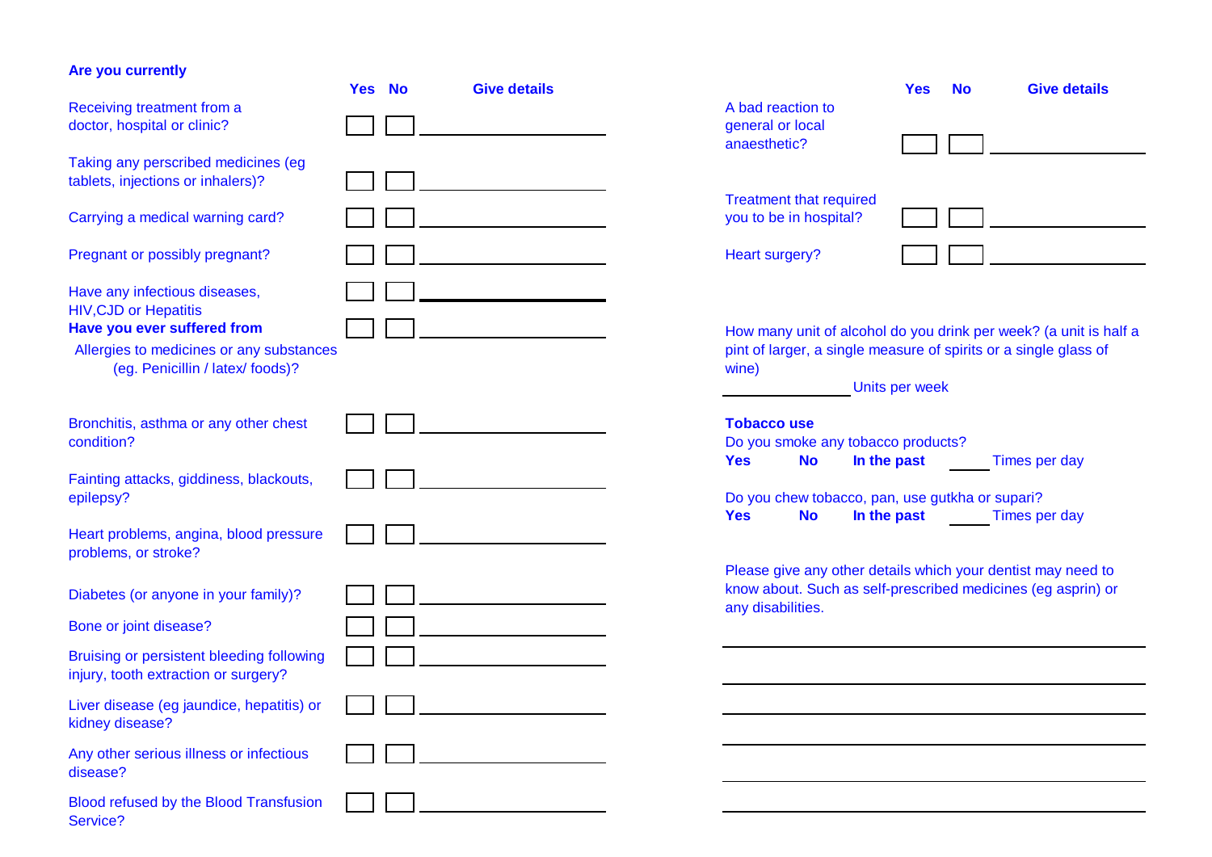**Are you currently**

| | Yes | No | Give details |
|---|---|---|---|
| Receiving treatment from a doctor, hospital or clinic? | ☐ | ☐ | |
| Taking any perscribed medicines (eg tablets, injections or inhalers)? | ☐ | ☐ | |
| Carrying a medical warning card? | ☐ | ☐ | |
| Pregnant or possibly pregnant? | ☐ | ☐ | |
| Have any infectious diseases, HIV,CJD or Hepatitis | ☐ | ☐ | |

**Have you ever suffered from**

| | Yes | No | Give details |
|---|---|---|---|
| Allergies to medicines or any substances (eg. Penicillin / latex/ foods)? | ☐ | ☐ | |
| Bronchitis, asthma or any other chest condition? | ☐ | ☐ | |
| Fainting attacks, giddiness, blackouts, epilepsy? | ☐ | ☐ | |
| Heart problems, angina, blood pressure problems, or stroke? | ☐ | ☐ | |
| Diabetes (or anyone in your family)? | ☐ | ☐ | |
| Bone or joint disease? | ☐ | ☐ | |
| Bruising or persistent bleeding following injury, tooth extraction or surgery? | ☐ | ☐ | |
| Liver disease (eg jaundice, hepatitis) or kidney disease? | ☐ | ☐ | |
| Any other serious illness or infectious disease? | ☐ | ☐ | |
| Blood refused by the Blood Transfusion Service? | ☐ | ☐ | |

| | Yes | No | Give details |
|---|---|---|---|
| A bad reaction to general or local anaesthetic? | ☐ | ☐ | |
| Treatment that required you to be in hospital? | ☐ | ☐ | |
| Heart surgery? | ☐ | ☐ | |

How many unit of alcohol do you drink per week? (a unit is half a pint of larger, a single measure of spirits or a single glass of wine)

\_\_\_\_\_\_\_\_\_\_ Units per week

**Tobacco use**

Do you smoke any tobacco products?

**Yes** **No** **In the past** \_\_\_\_\_ Times per day

Do you chew tobacco, pan, use gutkha or supari?

**Yes** **No** **In the past** \_\_\_\_\_ Times per day

Please give any other details which your dentist may need to know about. Such as self-prescribed medicines (eg asprin) or any disabilities.

\_\_\_\_\_\_\_\_\_\_\_\_\_\_\_\_\_\_\_\_\_\_\_\_\_\_\_\_\_\_\_\_\_\_\_\_\_\_\_\_

\_\_\_\_\_\_\_\_\_\_\_\_\_\_\_\_\_\_\_\_\_\_\_\_\_\_\_\_\_\_\_\_\_\_\_\_\_\_\_\_

\_\_\_\_\_\_\_\_\_\_\_\_\_\_\_\_\_\_\_\_\_\_\_\_\_\_\_\_\_\_\_\_\_\_\_\_\_\_\_\_

\_\_\_\_\_\_\_\_\_\_\_\_\_\_\_\_\_\_\_\_\_\_\_\_\_\_\_\_\_\_\_\_\_\_\_\_\_\_\_\_

\_\_\_\_\_\_\_\_\_\_\_\_\_\_\_\_\_\_\_\_\_\_\_\_\_\_\_\_\_\_\_\_\_\_\_\_\_\_\_\_

\_\_\_\_\_\_\_\_\_\_\_\_\_\_\_\_\_\_\_\_\_\_\_\_\_\_\_\_\_\_\_\_\_\_\_\_\_\_\_\_